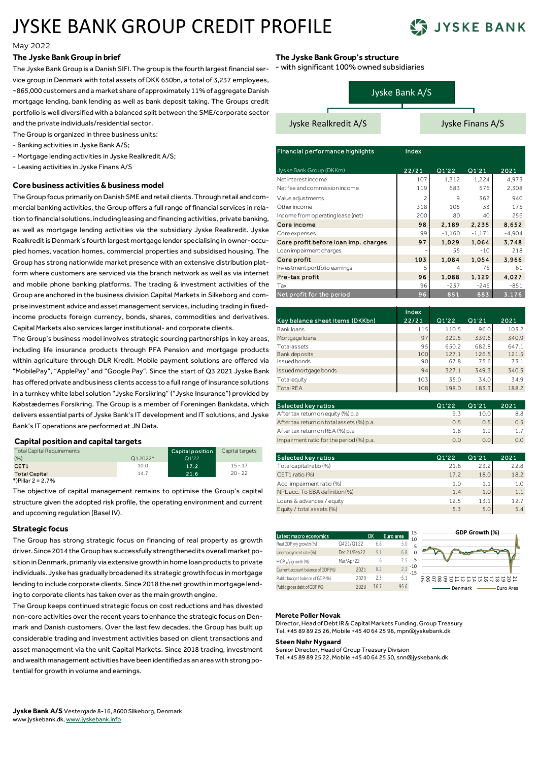# JYSKE BANK GROUP CREDIT PROFILE

May 2022

### The Jyske Bank Group in brief

The Jyske Bank Group is a Danish SIFI. The group is the fourth largest financial service group in Denmark with total assets of DKK 650bn, a total of 3,237 employees, ~865,000 customers and a market share of approximately 11% of aggregate Danish mortgage lending, bank lending as well as bank deposit taking. The Groups credit portfolio is well diversified with a balanced split between the SME/corporate sector and the private individuals/residential sector.

The Group is organized in three business units:

- Banking activities in Jyske Bank A/S;
- Mortgage lending activities in Jyske Realkredit A/S;
- Leasing activities in Jyske Finans A/S

### Core business activities & business model

The Group focus primarily on Danish SME and retail clients. Through retail and commercial banking activities, the Group offers a full range of financial services in relation to financial solutions, including leasing and financing activities, private banking, as well as mortgage lending activities via the subsidiary Jyske Realkredit. Jyske Realkredit is Denmark's fourth largest mortgage lender specialising in owner-occupied homes, vacation homes, commercial properties and subsidised housing. The Group has strong nationwide market presence with an extensive distribution platform where customers are serviced via the branch network as well as via internet and mobile phone banking platforms. The trading & investment activities of the Group are anchored in the business division Capital Markets in Silkeborg and comprise investment advice and asset management services, including trading in fixed-income products foreign currency, bonds, shares, commodities and derivatives. Capital Markets also services larger institutional- and corporate clients.

The Group's business model involves strategic sourcing partnerships in key areas, including life insurance products through PFA Pension and mortgage products within agriculture through DLR Kredit. Mobile payment solutions are offered via "MobilePay", "ApplePay" and "Google Pay". Since the start of Q3 2021 Jyske Bank has offered private and business clients access to a full range of insurance solutions in a turnkey white label solution "Jyske Forsikring" ("Jyske Insurance") provided by Købstædernes Forsikring. The Group is a member of Foreningen Bankdata, which delivers essential parts of Jyske Bank's IT development and IT solutions, and Jyske Bank's IT operations are performed at JN Data.

### Capital position and capital targets

| Total Capital Requirements (%) | Q1 2022* | Capital position Q1'22 | Capital targets |
|---|---|---|---|
| CET1 | 10.0 | 17.2 | 15 - 17 |
| Total Capital | 14.7 | 21.6 | 20 - 22 |

*)Pillar 2 = 2.7%

The objective of capital management remains to optimise the Group's capital structure given the adopted risk profile, the operating environment and current and upcoming regulation (Basel IV).

### Strategic focus

The Group has strong strategic focus on financing of real property as growth driver. Since 2014 the Group has successfully strengthened its overall market position in Denmark, primarily via extensive growth in home loan products to private individuals. Jyske has gradually broadened its strategic growth focus in mortgage lending to include corporate clients. Since 2018 the net growth in mortgage lending to corporate clients has taken over as the main growth engine.

The Group keeps continued strategic focus on cost reductions and has divested non-core activities over the recent years to enhance the strategic focus on Denmark and Danish customers. Over the last few decades, the Group has built up considerable trading and investment activities based on client transactions and asset management via the unit Capital Markets. Since 2018 trading, investment and wealth management activities have been identified as an area with strong potential for growth in volume and earnings.

### The Jyske Bank Group's structure

- with significant 100% owned subsidiaries

Jyske Bank A/S
- Jyske Realkredit A/S
- Jyske Finans A/S

| Financial performance highlights<br>Jyske Bank Group (DKKm) | Index 22/21 | Q1'22 | Q1'21 | 2021 |
|---|---|---|---|---|
| Net interest income | 107 | 1,312 | 1,224 | 4,973 |
| Net fee and commission income | 119 | 683 | 576 | 2,308 |
| Value adjustments | 2 | 9 | 362 | 940 |
| Other income | 318 | 105 | 33 | 175 |
| Income from operating lease (net) | 200 | 80 | 40 | 256 |
| **Core income** | **98** | **2,189** | **2,235** | **8,652** |
| Core expenses | 99 | -1,160 | -1,171 | -4,904 |
| **Core profit before loan imp. charges** | **97** | **1,029** | **1,064** | **3,748** |
| Loan impairment charges | - | 55 | -10 | 218 |
| **Core profit** | **103** | **1,084** | **1,054** | **3,966** |
| Investment portfolio earnings | 5 | 4 | 75 | 61 |
| **Pre-tax profit** | **96** | **1,088** | **1,129** | **4,027** |
| Tax | 96 | -237 | -246 | -851 |
| **Net profit for the period** | **96** | **851** | **883** | **3,176** |

| Key balance sheet items (DKKbn) | Index 22/21 | Q1'22 | Q1'21 | 2021 |
|---|---|---|---|---|
| Bank loans | 115 | 110.5 | 96.0 | 103.2 |
| Mortgage loans | 97 | 329.5 | 339.6 | 340.9 |
| Total assets | 95 | 650.2 | 682.8 | 647.1 |
| Bank deposits | 100 | 127.1 | 126.5 | 121.5 |
| Issued bonds | 90 | 67.8 | 75.6 | 73.1 |
| Issued mortgage bonds | 94 | 327.1 | 349.3 | 340.3 |
| Total equity | 103 | 35.0 | 34.0 | 34.9 |
| Total REA | 108 | 198.0 | 183.3 | 188.2 |

| Selected key ratios | Q1'22 | Q1'21 | 2021 |
|---|---|---|---|
| After tax return on equity (%) p.a | 9.3 | 10.0 | 8.8 |
| After tax return on total assets (%) p.a. | 0.5 | 0.5 | 0.5 |
| After tax return on REA (%) p.a | 1.8 | 1.9 | 1.7 |
| Impairment ratio for the period (%) p.a. | 0.0 | 0.0 | 0.0 |

| Selected key ratios | Q1'22 | Q1'21 | 2021 |
|---|---|---|---|
| Total capital ratio (%) | 21.6 | 23.2 | 22.8 |
| CET1 ratio (%) | 17.2 | 18.0 | 18.2 |
| Acc. impairment ratio (%) | 1.0 | 1.1 | 1.0 |
| NPL acc. To EBA definition (%) | 1.4 | 1.0 | 1.1 |
| Loans & advances / equity | 12.5 | 13.1 | 12.7 |
| Equity / total assets (%) | 5.3 | 5.0 | 5.4 |

| Latest macro economics | | DK | Euro area |
|---|---|---|---|
| Real GDP y/y growth (%) | Q4'21/Q1'22 | 6.8 | 5.0 |
| Unemployment rate (%) | Dec 21/Feb 22 | 5.1 | 6.8 |
| HICP y/y growth (%) | Mar/Apr 22 | 6 | 7.5 |
| Current account balance of GDP (%) | 2021 | 8.2 | 2.3 |
| Public budget balance of GDP (%) | 2020 | 2.3 | -5.1 |
| Public gross debt of GDP (%) | 2020 | 36.7 | 95.6 |

GDP Growth (%)

Denmark — Euro Area

**Merete Poller Novak**
Director, Head of Debt IR & Capital Markets Funding, Group Treasury
Tel. +45 89 89 25 26, Mobile +45 40 64 25 96, mpn@jyskebank.dk

**Steen Nøhr Nygaard**
Senior Director, Head of Group Treasury Division
Tel. +45 89 89 25 22, Mobile +45 40 64 25 50, snn@jyskebank.dk

**Jyske Bank A/S** Vestergade 8-16, 8600 Silkeborg, Denmark
www.jyskebank.dk, www.jyskebank.info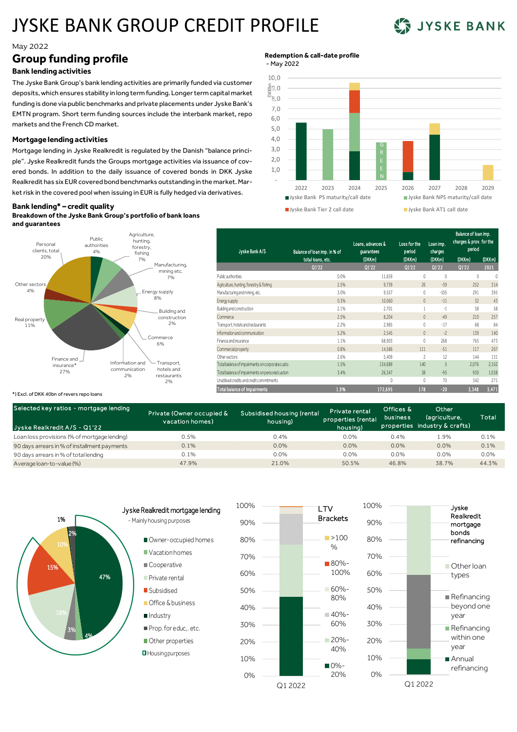# JYSKE BANK GROUP CREDIT PROFILE

JYSKE BANK

May 2022

## Group funding profile

### Bank lending activities

The Jyske Bank Group's bank lending activities are primarily funded via customer deposits, which ensures stability in long term funding. Longer term capital market funding is done via public benchmarks and private placements under Jyske Bank's EMTN program. Short term funding sources include the interbank market, repo markets and the French CD market.

### Mortgage lending activities

Mortgage lending in Jyske Realkredit is regulated by the Danish "balance principle". Jyske Realkredit funds the Groups mortgage activities via issuance of covered bonds. In addition to the daily issuance of covered bonds in DKK Jyske Realkredit has six EUR covered bond benchmarks outstanding in the market. Market risk in the covered pool when issuing in EUR is fully hedged via derivatives.

**Redemption & call-date profile**
- May 2022

DKKbn
10,0
9,0
8,0
7,0
6,0
5,0
4,0
3,0
2,0
1,0
-
2022 2023 2024 2025 2026 2027 2028 2029
GREEN
Jyske Bank PS maturity/call date
Jyske Bank NPS maturity/call date
Jyske Bank Tier 2 call date
Jyske Bank AT1 call date

### Bank lending* – credit quality

**Breakdown of the Jyske Bank Group's portfolio of bank loans and guarantees**

Public authorities 4%
Agriculture, hunting, forestry, fishing 7%
Manufacturing, mining etc. 7%
Energy supply 8%
Building and construction 2%
Commerce 6%
Transport, hotels and restaurants 2%
Information and communication 2%
Finance and insurance* 27%
Real property 11%
Other sectors 4%
Personal clients, total 20%

*) Excl. of DKK 40bn of revers repo loans

| Jyske Bank A/S | Balance of loan imp. in % of total loans, etc. | Loans, advances & guarantees (DKKm) | Loss for the period (DKKm) | Loan imp. charges (DKKm) | Balance of loan imp. charges & prov. for the period (DKKm) | (DKKm) |
|---|---|---|---|---|---|---|
| | Q1'22 | Q1'22 | Q1'22 | Q1'22 | Q1'22 | 2021 |
| Public authorities | 0.0% | 11,659 | 0 | 0 | 0 | 0 |
| Agriculture, hunting, forestry & fishing | 2.5% | 9,739 | 26 | -39 | 252 | 314 |
| Manufacturing and mining, etc. | 3.0% | 9,557 | 0 | -105 | 291 | 395 |
| Energy supply | 0.3% | 10,060 | 0 | -11 | 32 | 43 |
| Building and construction | 2.1% | 2,701 | 1 | -1 | 58 | 58 |
| Commerce | 2.5% | 8,204 | 0 | -49 | 210 | 257 |
| Transport, hotels and restaurants | 2.2% | 2,985 | 0 | -17 | 68 | 84 |
| Information and communication | 5.2% | 2,545 | 0 | -2 | 139 | 140 |
| Finance and insurance | 1.1% | 68,903 | 0 | 268 | 765 | 473 |
| Commercial property | 0.8% | 14,586 | 111 | -51 | 117 | 267 |
| Other sectors | 2.6% | 5,409 | 2 | 12 | 144 | 131 |
| Total balance of impairments on corporate custo | 1.5% | 134,689 | 140 | 5 | 2,076 | 2,162 |
| Total balance of impairments on personal custom | 3.4% | 26,347 | 38 | -95 | 930 | 1,038 |
| Unutilised credits and credit commitments | | 0 | 0 | 70 | 342 | 271 |
| Total balance of impairments | 1.9% | 172,695 | 178 | -20 | 3,348 | 3,471 |

| Selected key ratios - mortgage lending<br>Jyske Realkredit A/S - Q1'22 | Private (Owner occupied & vacation homes) | Subsidised housing (rental housing) | Private rental properties (rental housing) | Offices & business properties | Other (agriculture, industry & crafts) | Total |
|---|---|---|---|---|---|---|
| Loan loss provisions (% of mortgage lending) | 0.5% | 0.4% | 0.0% | 0.4% | 1.9% | 0.1% |
| 90 days arrears in % of installment payments | 0.1% | 0.0% | 0.0% | 0.0% | 0.0% | 0.1% |
| 90 days arrears in % of total lending | 0.1% | 0.0% | 0.0% | 0.0% | 0.0% | 0.0% |
| Average loan-to-value (%) | 47.9% | 21.0% | 50.5% | 46.8% | 38.7% | 44.3% |

**Jyske Realkredit mortgage lending**
- Mainly housing purposes

1% 2% 10% 15% 47% 18% 3% 4%

Owner-occupied homes
Vacation homes
Cooperative
Private rental
Subsidised
Office & business
Industry
Prop. for educ., etc.
Other properties
Housing purposes

**LTV Brackets**

100% 90% 80% 70% 60% 50% 40% 30% 20% 10% 0%
Q1 2022
>100 %
80%-100%
60%-80%
40%-60%
20%-40%
0%-20%

**Jyske Realkredit mortgage bonds refinancing**

100% 90% 80% 70% 60% 50% 40% 30% 20% 10% 0%
Q1 2022
Other loan types
Refinancing beyond one year
Refinancing within one year
Annual refinancing